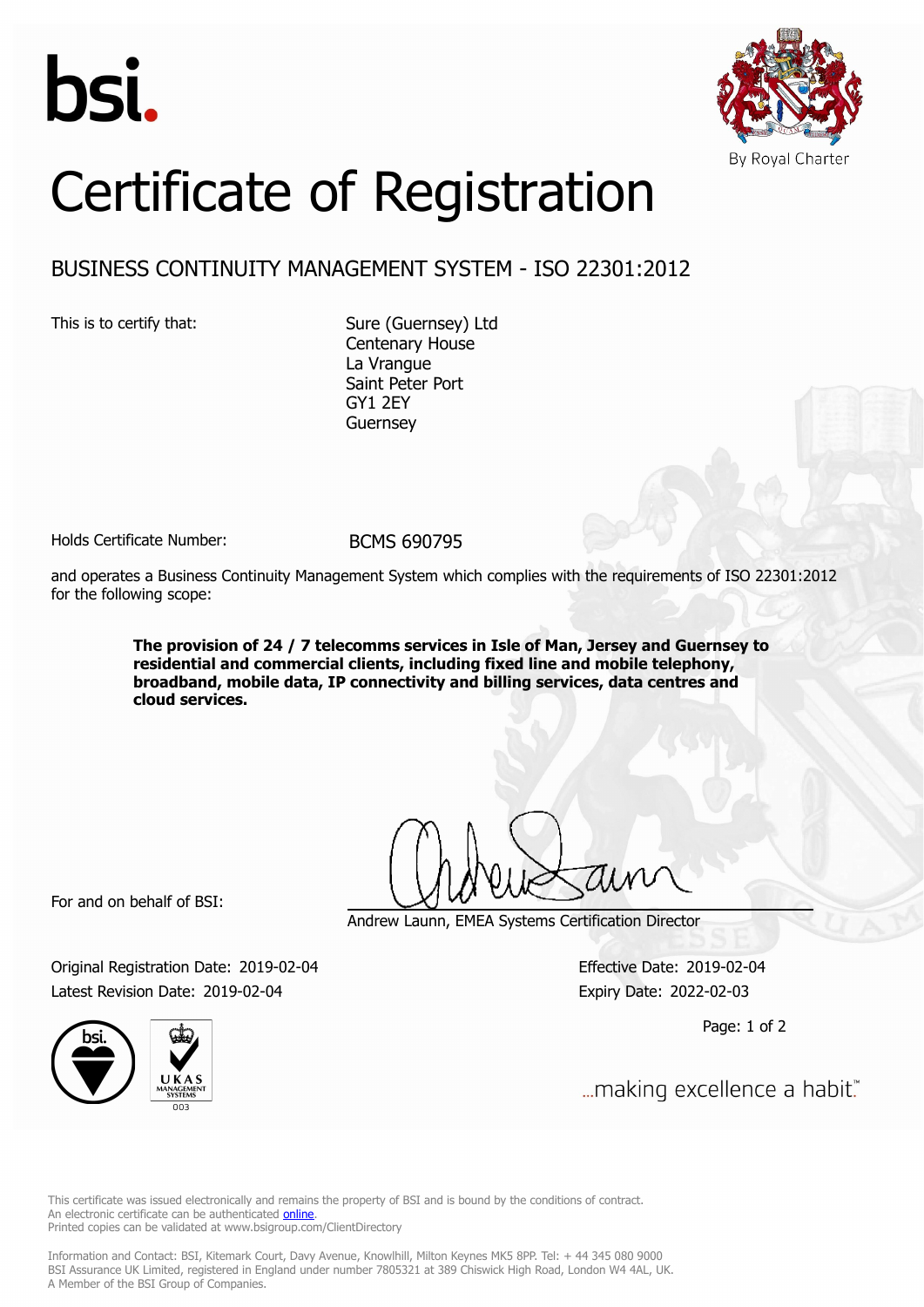bsi.

By Royal Charter

# Certificate of Registration

## BUSINESS CONTINUITY MANAGEMENT SYSTEM - ISO 22301:2012

This is to certify that:

Sure (Guernsey) Ltd
Centenary House
La Vrangue
Saint Peter Port
GY1 2EY
Guernsey

Holds Certificate Number: BCMS 690795

and operates a Business Continuity Management System which complies with the requirements of ISO 22301:2012 for the following scope:

**The provision of 24 / 7 telecomms services in Isle of Man, Jersey and Guernsey to residential and commercial clients, including fixed line and mobile telephony, broadband, mobile data, IP connectivity and billing services, data centres and cloud services.**

For and on behalf of BSI:

Andrew Launn, EMEA Systems Certification Director

Original Registration Date: 2019-02-04
Effective Date: 2019-02-04
Latest Revision Date: 2019-02-04
Expiry Date: 2022-02-03

...making excellence a habit.™

This certificate was issued electronically and remains the property of BSI and is bound by the conditions of contract.
An electronic certificate can be authenticated online.
Printed copies can be validated at www.bsigroup.com/ClientDirectory

Information and Contact: BSI, Kitemark Court, Davy Avenue, Knowlhill, Milton Keynes MK5 8PP. Tel: + 44 345 080 9000
BSI Assurance UK Limited, registered in England under number 7805321 at 389 Chiswick High Road, London W4 4AL, UK.
A Member of the BSI Group of Companies.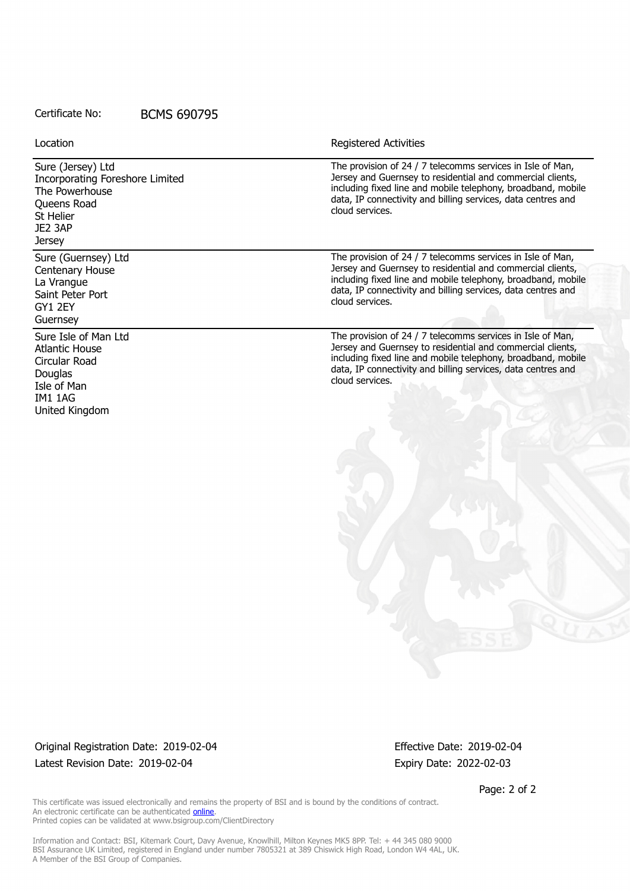Certificate No: BCMS 690795

| Location | Registered Activities |
| --- | --- |
| Sure (Jersey) Ltd<br>Incorporating Foreshore Limited<br>The Powerhouse<br>Queens Road<br>St Helier<br>JE2 3AP<br>Jersey | The provision of 24 / 7 telecomms services in Isle of Man, Jersey and Guernsey to residential and commercial clients, including fixed line and mobile telephony, broadband, mobile data, IP connectivity and billing services, data centres and cloud services. |
| Sure (Guernsey) Ltd<br>Centenary House<br>La Vrangue<br>Saint Peter Port<br>GY1 2EY<br>Guernsey | The provision of 24 / 7 telecomms services in Isle of Man, Jersey and Guernsey to residential and commercial clients, including fixed line and mobile telephony, broadband, mobile data, IP connectivity and billing services, data centres and cloud services. |
| Sure Isle of Man Ltd<br>Atlantic House<br>Circular Road<br>Douglas<br>Isle of Man<br>IM1 1AG<br>United Kingdom | The provision of 24 / 7 telecomms services in Isle of Man, Jersey and Guernsey to residential and commercial clients, including fixed line and mobile telephony, broadband, mobile data, IP connectivity and billing services, data centres and cloud services. |

Original Registration Date: 2019-02-04

Latest Revision Date: 2019-02-04

Effective Date: 2019-02-04

Expiry Date: 2022-02-03

This certificate was issued electronically and remains the property of BSI and is bound by the conditions of contract.
An electronic certificate can be authenticated online.
Printed copies can be validated at www.bsigroup.com/ClientDirectory

Information and Contact: BSI, Kitemark Court, Davy Avenue, Knowlhill, Milton Keynes MK5 8PP. Tel: + 44 345 080 9000
BSI Assurance UK Limited, registered in England under number 7805321 at 389 Chiswick High Road, London W4 4AL, UK.
A Member of the BSI Group of Companies.